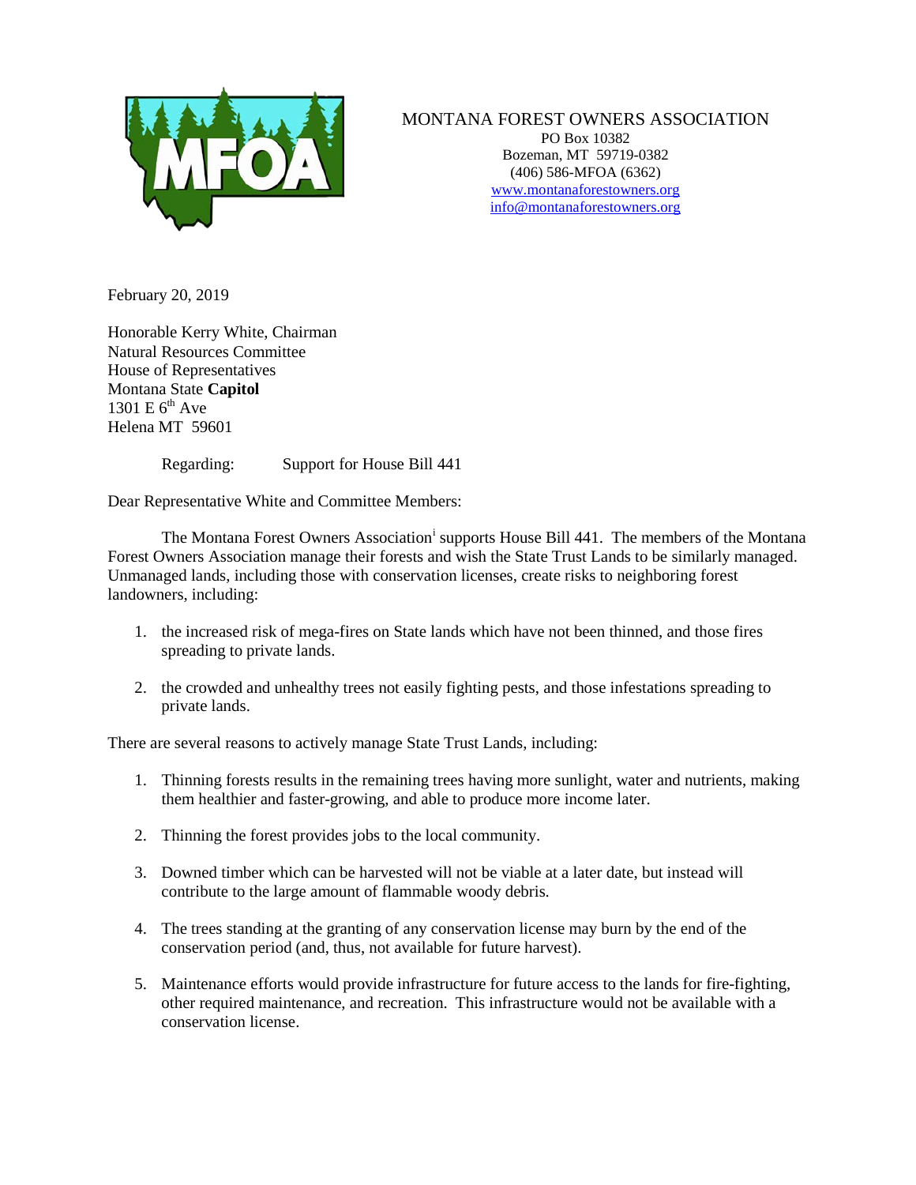MONTANA FOREST OWNERS ASSOCIATION
PO Box 10382
Bozeman, MT 59719-0382
(406) 586-MFOA (6362)
www.montanaforestowners.org
info@montanaforestowners.org

February 20, 2019

Honorable Kerry White, Chairman
Natural Resources Committee
House of Representatives
Montana State **Capitol**
1301 E 6th Ave
Helena MT 59601

Regarding: Support for House Bill 441

Dear Representative White and Committee Members:

The Montana Forest Owners Association[i] supports House Bill 441. The members of the Montana Forest Owners Association manage their forests and wish the State Trust Lands to be similarly managed. Unmanaged lands, including those with conservation licenses, create risks to neighboring forest landowners, including:

1. the increased risk of mega-fires on State lands which have not been thinned, and those fires spreading to private lands.
2. the crowded and unhealthy trees not easily fighting pests, and those infestations spreading to private lands.

There are several reasons to actively manage State Trust Lands, including:

1. Thinning forests results in the remaining trees having more sunlight, water and nutrients, making them healthier and faster-growing, and able to produce more income later.
2. Thinning the forest provides jobs to the local community.
3. Downed timber which can be harvested will not be viable at a later date, but instead will contribute to the large amount of flammable woody debris.
4. The trees standing at the granting of any conservation license may burn by the end of the conservation period (and, thus, not available for future harvest).
5. Maintenance efforts would provide infrastructure for future access to the lands for fire-fighting, other required maintenance, and recreation. This infrastructure would not be available with a conservation license.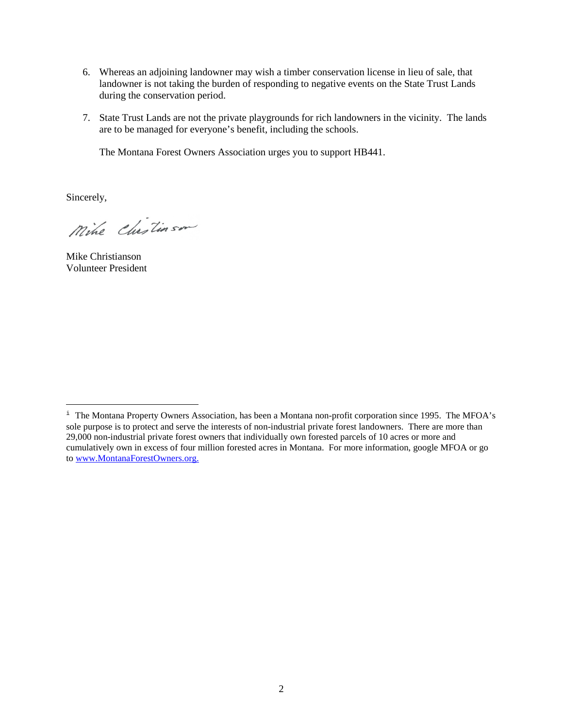6. Whereas an adjoining landowner may wish a timber conservation license in lieu of sale, that landowner is not taking the burden of responding to negative events on the State Trust Lands during the conservation period.

7. State Trust Lands are not the private playgrounds for rich landowners in the vicinity. The lands are to be managed for everyone's benefit, including the schools.

   The Montana Forest Owners Association urges you to support HB441.

Sincerely,

Mike Christianson

Mike Christianson
Volunteer President

---

[i] The Montana Property Owners Association, has been a Montana non-profit corporation since 1995. The MFOA's sole purpose is to protect and serve the interests of non-industrial private forest landowners. There are more than 29,000 non-industrial private forest owners that individually own forested parcels of 10 acres or more and cumulatively own in excess of four million forested acres in Montana. For more information, google MFOA or go to www.MontanaForestOwners.org.